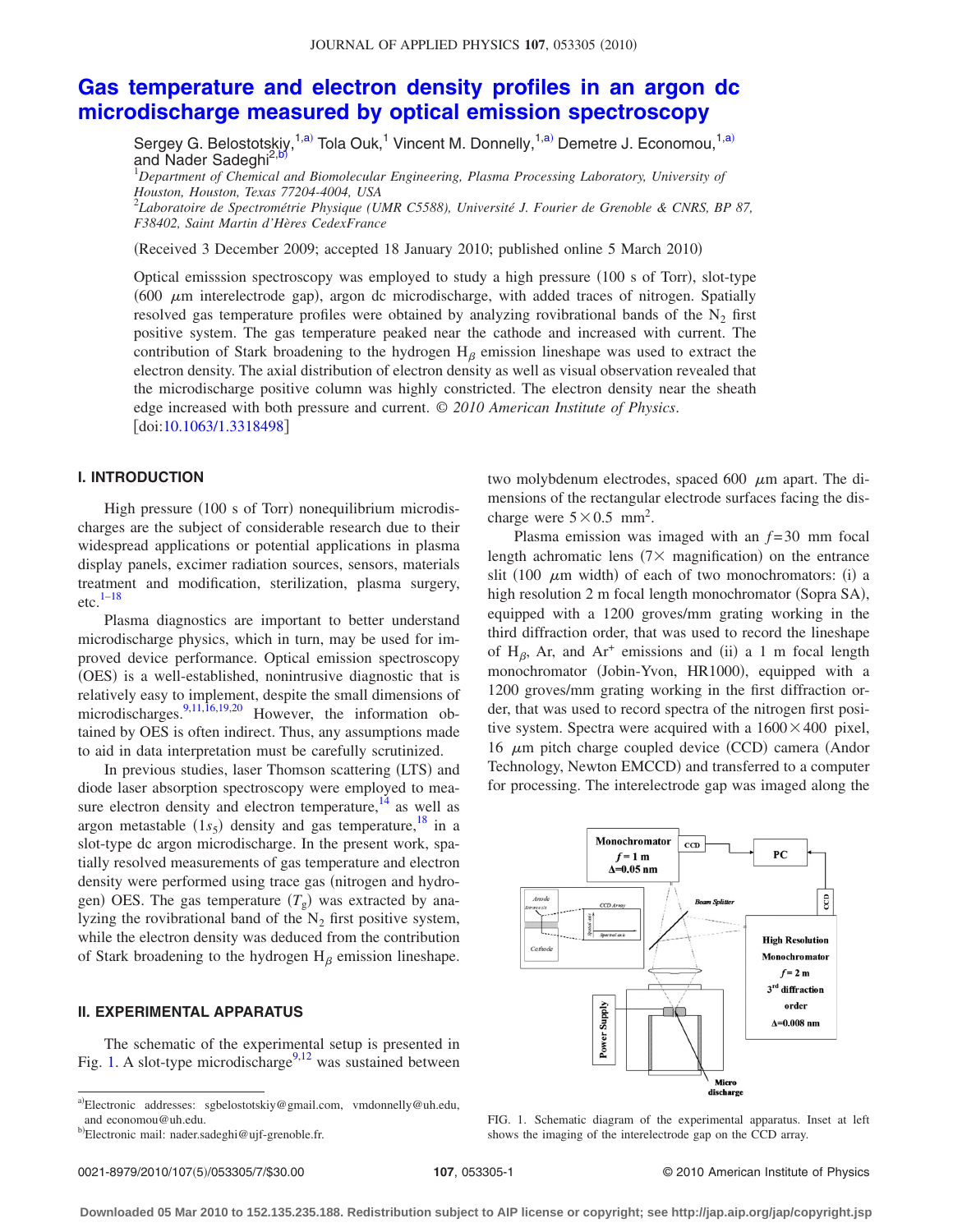# Gas temperature and electron density profiles in an argon dc microdischarge measured by optical emission spectroscopy

Sergey G. Belostotskiy,[1,a)] Tola Ouk,[1] Vincent M. Donnelly,[1,a)] Demetre J. Economou,[1,a)] and Nader Sadeghi[2,b)]

[1]*Department of Chemical and Biomolecular Engineering, Plasma Processing Laboratory, University of Houston, Houston, Texas 77204-4004, USA*

[2]*Laboratoire de Spectrométrie Physique (UMR C5588), Université J. Fourier de Grenoble & CNRS, BP 87, F38402, Saint Martin d'Hères CedexFrance*

(Received 3 December 2009; accepted 18 January 2010; published online 5 March 2010)

Optical emisssion spectroscopy was employed to study a high pressure (100 s of Torr), slot-type (600 $\mu$m interelectrode gap), argon dc microdischarge, with added traces of nitrogen. Spatially resolved gas temperature profiles were obtained by analyzing rovibrational bands of the $N_2$ first positive system. The gas temperature peaked near the cathode and increased with current. The contribution of Stark broadening to the hydrogen $H_\beta$ emission lineshape was used to extract the electron density. The axial distribution of electron density as well as visual observation revealed that the microdischarge positive column was highly constricted. The electron density near the sheath edge increased with both pressure and current. © *2010 American Institute of Physics*. [doi:10.1063/1.3318498]

## I. INTRODUCTION

High pressure (100 s of Torr) nonequilibrium microdischarges are the subject of considerable research due to their widespread applications or potential applications in plasma display panels, excimer radiation sources, sensors, materials treatment and modification, sterilization, plasma surgery, etc.[1–18]

Plasma diagnostics are important to better understand microdischarge physics, which in turn, may be used for improved device performance. Optical emission spectroscopy (OES) is a well-established, nonintrusive diagnostic that is relatively easy to implement, despite the small dimensions of microdischarges.[9,11,16,19,20] However, the information obtained by OES is often indirect. Thus, any assumptions made to aid in data interpretation must be carefully scrutinized.

In previous studies, laser Thomson scattering (LTS) and diode laser absorption spectroscopy were employed to measure electron density and electron temperature,[14] as well as argon metastable ($1s_5$) density and gas temperature,[18] in a slot-type dc argon microdischarge. In the present work, spatially resolved measurements of gas temperature and electron density were performed using trace gas (nitrogen and hydrogen) OES. The gas temperature ($T_g$) was extracted by analyzing the rovibrational band of the $N_2$ first positive system, while the electron density was deduced from the contribution of Stark broadening to the hydrogen $H_\beta$ emission lineshape.

## II. EXPERIMENTAL APPARATUS

The schematic of the experimental setup is presented in Fig. 1. A slot-type microdischarge[9,12] was sustained between two molybdenum electrodes, spaced 600 $\mu$m apart. The dimensions of the rectangular electrode surfaces facing the discharge were $5 \times 0.5$ mm$^2$.

Plasma emission was imaged with an $f = 30$ mm focal length achromatic lens ($7\times$ magnification) on the entrance slit (100 $\mu$m width) of each of two monochromators: (i) a high resolution 2 m focal length monochromator (Sopra SA), equipped with a 1200 groves/mm grating working in the third diffraction order, that was used to record the lineshape of $H_\beta$, Ar, and $Ar^+$ emissions and (ii) a 1 m focal length monochromator (Jobin-Yvon, HR1000), equipped with a 1200 groves/mm grating working in the first diffraction order, that was used to record spectra of the nitrogen first positive system. Spectra were acquired with a $1600 \times 400$ pixel, 16 $\mu$m pitch charge coupled device (CCD) camera (Andor Technology, Newton EMCCD) and transferred to a computer for processing. The interelectrode gap was imaged along the

FIG. 1. Schematic diagram of the experimental apparatus. Inset at left shows the imaging of the interelectrode gap on the CCD array.

a)Electronic addresses: sgbelostotskiy@gmail.com, vmdonnelly@uh.edu, and economou@uh.edu.

b)Electronic mail: nader.sadeghi@ujf-grenoble.fr.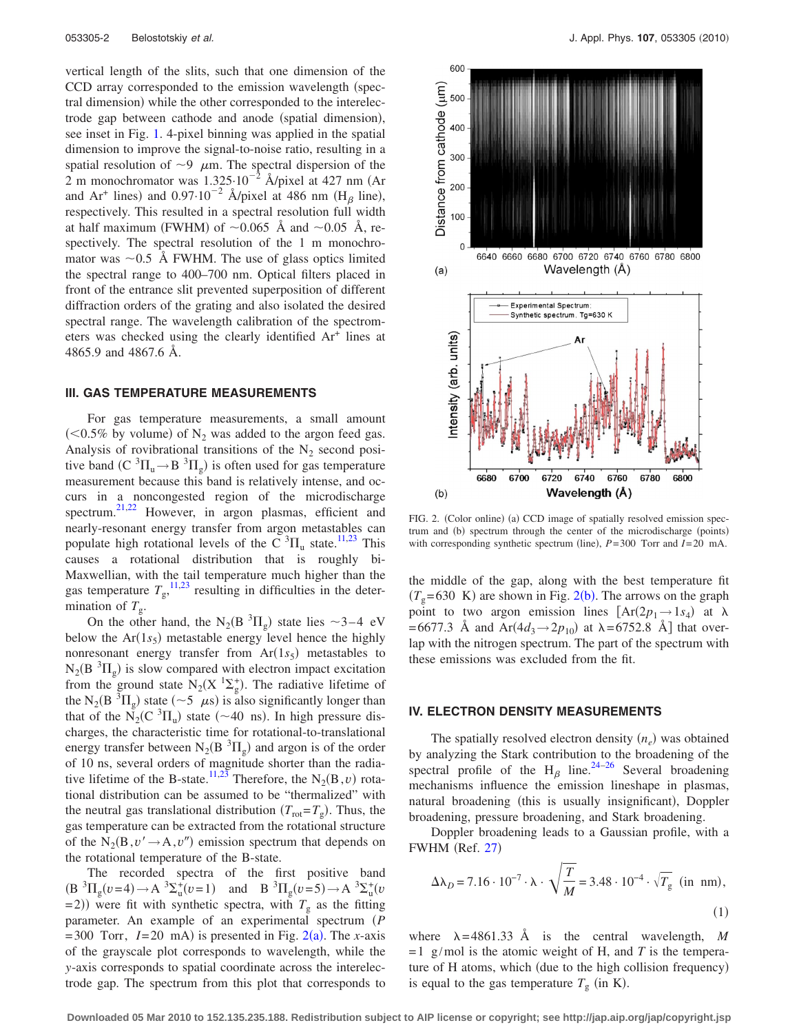vertical length of the slits, such that one dimension of the CCD array corresponded to the emission wavelength (spectral dimension) while the other corresponded to the interelectrode gap between cathode and anode (spatial dimension), see inset in Fig. 1. 4-pixel binning was applied in the spatial dimension to improve the signal-to-noise ratio, resulting in a spatial resolution of $\sim 9$ $\mu$m. The spectral dispersion of the 2 m monochromator was $1.325 \cdot 10^{-2}$ Å/pixel at 427 nm (Ar and $Ar^+$ lines) and $0.97 \cdot 10^{-2}$ Å/pixel at 486 nm ($H_\beta$ line), respectively. This resulted in a spectral resolution full width at half maximum (FWHM) of $\sim 0.065$ Å and $\sim 0.05$ Å, respectively. The spectral resolution of the 1 m monochromator was $\sim 0.5$ Å FWHM. The use of glass optics limited the spectral range to 400–700 nm. Optical filters placed in front of the entrance slit prevented superposition of different diffraction orders of the grating and also isolated the desired spectral range. The wavelength calibration of the spectrometers was checked using the clearly identified $Ar^+$ lines at 4865.9 and 4867.6 Å.

## III. GAS TEMPERATURE MEASUREMENTS

For gas temperature measurements, a small amount ($<0.5\%$ by volume) of $N_2$ was added to the argon feed gas. Analysis of rovibrational transitions of the $N_2$ second positive band ($C\ ^3\Pi_u \rightarrow B\ ^3\Pi_g$) is often used for gas temperature measurement because this band is relatively intense, and occurs in a noncongested region of the microdischarge spectrum.[21,22] However, in argon plasmas, efficient and nearly-resonant energy transfer from argon metastables can populate high rotational levels of the $C\ ^3\Pi_u$ state.[11,23] This causes a rotational distribution that is roughly bi-Maxwellian, with the tail temperature much higher than the gas temperature $T_g$,[11,23] resulting in difficulties in the determination of $T_g$.

On the other hand, the $N_2(B\ ^3\Pi_g)$ state lies $\sim 3$–4 eV below the $Ar(1s_5)$ metastable energy level hence the highly nonresonant energy transfer from $Ar(1s_5)$ metastables to $N_2(B\ ^3\Pi_g)$ is slow compared with electron impact excitation from the ground state $N_2(X\ ^1\Sigma_g^+)$. The radiative lifetime of the $N_2(B\ ^3\Pi_g)$ state ($\sim 5$ $\mu$s) is also significantly longer than that of the $N_2(C\ ^3\Pi_u)$ state ($\sim 40$ ns). In high pressure discharges, the characteristic time for rotational-to-translational energy transfer between $N_2(B\ ^3\Pi_g)$ and argon is of the order of 10 ns, several orders of magnitude shorter than the radiative lifetime of the B-state.[11,23] Therefore, the $N_2(B,v)$ rotational distribution can be assumed to be "thermalized" with the neutral gas translational distribution ($T_{rot}=T_g$). Thus, the gas temperature can be extracted from the rotational structure of the $N_2(B,v' \rightarrow A,v'')$ emission spectrum that depends on the rotational temperature of the B-state.

The recorded spectra of the first positive band ($B\ ^3\Pi_g(v=4) \rightarrow A\ ^3\Sigma_u^+(v=1)$ and $B\ ^3\Pi_g(v=5) \rightarrow A\ ^3\Sigma_u^+(v=2)$) were fit with synthetic spectra, with $T_g$ as the fitting parameter. An example of an experimental spectrum ($P=300$ Torr, $I=20$ mA) is presented in Fig. 2(a). The $x$-axis of the grayscale plot corresponds to wavelength, while the $y$-axis corresponds to spatial coordinate across the interelectrode gap. The spectrum from this plot that corresponds to the middle of the gap, along with the best temperature fit ($T_g=630$ K) are shown in Fig. 2(b). The arrows on the graph point to two argon emission lines [$Ar(2p_1 \rightarrow 1s_4)$ at $\lambda = 6677.3$ Å and $Ar(4d_3 \rightarrow 2p_{10})$ at $\lambda = 6752.8$ Å] that overlap with the nitrogen spectrum. The part of the spectrum with these emissions was excluded from the fit.

FIG. 2. (Color online) (a) CCD image of spatially resolved emission spectrum and (b) spectrum through the center of the microdischarge (points) with corresponding synthetic spectrum (line), $P=300$ Torr and $I=20$ mA.

## IV. ELECTRON DENSITY MEASUREMENTS

The spatially resolved electron density ($n_e$) was obtained by analyzing the Stark contribution to the broadening of the spectral profile of the $H_\beta$ line.[24–26] Several broadening mechanisms influence the emission lineshape in plasmas, natural broadening (this is usually insignificant), Doppler broadening, pressure broadening, and Stark broadening.

Doppler broadening leads to a Gaussian profile, with a FWHM (Ref. 27)

$$\Delta\lambda_D = 7.16 \cdot 10^{-7} \cdot \lambda \cdot \sqrt{\frac{T}{M}} = 3.48 \cdot 10^{-4} \cdot \sqrt{T_g} \ \text{(in nm)}, \tag{1}$$

where $\lambda = 4861.33$ Å is the central wavelength, $M = 1$ g/mol is the atomic weight of H, and $T$ is the temperature of H atoms, which (due to the high collision frequency) is equal to the gas temperature $T_g$ (in K).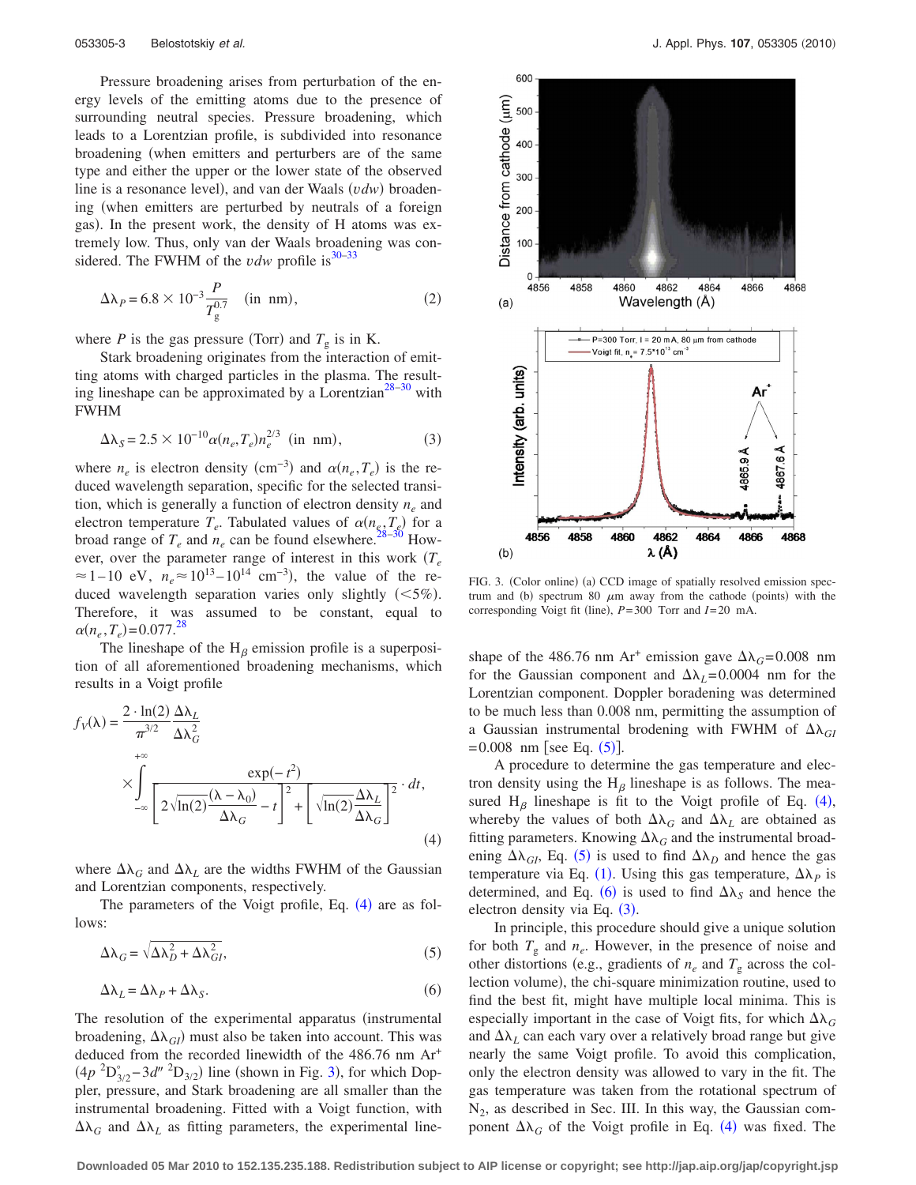Pressure broadening arises from perturbation of the energy levels of the emitting atoms due to the presence of surrounding neutral species. Pressure broadening, which leads to a Lorentzian profile, is subdivided into resonance broadening (when emitters and perturbers are of the same type and either the upper or the lower state of the observed line is a resonance level), and van der Waals (*vdw*) broadening (when emitters are perturbed by neutrals of a foreign gas). In the present work, the density of H atoms was extremely low. Thus, only van der Waals broadening was considered. The FWHM of the *vdw* profile is[30–33]

$$\Delta\lambda_P = 6.8 \times 10^{-3} \frac{P}{T_g^{0.7}} \quad \text{(in nm)}, \tag{2}$$

where $P$ is the gas pressure (Torr) and $T_g$ is in K.

Stark broadening originates from the interaction of emitting atoms with charged particles in the plasma. The resulting lineshape can be approximated by a Lorentzian[28–30] with FWHM

$$\Delta\lambda_S = 2.5 \times 10^{-10} \alpha(n_e, T_e) n_e^{2/3} \quad \text{(in nm)}, \tag{3}$$

where $n_e$ is electron density ($cm^{-3}$) and $\alpha(n_e,T_e)$ is the reduced wavelength separation, specific for the selected transition, which is generally a function of electron density $n_e$ and electron temperature $T_e$. Tabulated values of $\alpha(n_e,T_e)$ for a broad range of $T_e$ and $n_e$ can be found elsewhere.[28–30] However, over the parameter range of interest in this work ($T_e \approx 1-10$ eV, $n_e \approx 10^{13}-10^{14}$ $cm^{-3}$), the value of the reduced wavelength separation varies only slightly ($<5\%$). Therefore, it was assumed to be constant, equal to $\alpha(n_e,T_e)=0.077$.[28]

The lineshape of the $H_\beta$ emission profile is a superposition of all aforementioned broadening mechanisms, which results in a Voigt profile

$$f_V(\lambda) = \frac{2 \cdot \ln(2)}{\pi^{3/2}} \frac{\Delta\lambda_L}{\Delta\lambda_G^2} \times \int_{-\infty}^{+\infty} \frac{\exp(-t^2)}{\left[2\sqrt{\ln(2)}\dfrac{(\lambda-\lambda_0)}{\Delta\lambda_G} - t\right]^2 + \left[\sqrt{\ln(2)}\dfrac{\Delta\lambda_L}{\Delta\lambda_G}\right]^2} \cdot dt, \tag{4}$$

where $\Delta\lambda_G$ and $\Delta\lambda_L$ are the widths FWHM of the Gaussian and Lorentzian components, respectively.

The parameters of the Voigt profile, Eq. (4) are as follows:

$$\Delta\lambda_G = \sqrt{\Delta\lambda_D^2 + \Delta\lambda_{GI}^2}, \tag{5}$$

$$\Delta\lambda_L = \Delta\lambda_P + \Delta\lambda_S. \tag{6}$$

The resolution of the experimental apparatus (instrumental broadening, $\Delta\lambda_{GI}$) must also be taken into account. This was deduced from the recorded linewidth of the 486.76 nm $Ar^+$ ($4p\ ^2D^\circ_{3/2} - 3d''\ ^2D_{3/2}$) line (shown in Fig. 3), for which Doppler, pressure, and Stark broadening are all smaller than the instrumental broadening. Fitted with a Voigt function, with $\Delta\lambda_G$ and $\Delta\lambda_L$ as fitting parameters, the experimental lineshape of the 486.76 nm $Ar^+$ emission gave $\Delta\lambda_G=0.008$ nm for the Gaussian component and $\Delta\lambda_L=0.0004$ nm for the Lorentzian component. Doppler boradening was determined to be much less than 0.008 nm, permitting the assumption of a Gaussian instrumental brodening with FWHM of $\Delta\lambda_{GI}=0.008$ nm [see Eq. (5)].

FIG. 3. (Color online) (a) CCD image of spatially resolved emission spectrum and (b) spectrum 80 $\mu$m away from the cathode (points) with the corresponding Voigt fit (line), $P=300$ Torr and $I=20$ mA.

A procedure to determine the gas temperature and electron density using the $H_\beta$ lineshape is as follows. The measured $H_\beta$ lineshape is fit to the Voigt profile of Eq. (4), whereby the values of both $\Delta\lambda_G$ and $\Delta\lambda_L$ are obtained as fitting parameters. Knowing $\Delta\lambda_G$ and the instrumental broadening $\Delta\lambda_{GI}$, Eq. (5) is used to find $\Delta\lambda_D$ and hence the gas temperature via Eq. (1). Using this gas temperature, $\Delta\lambda_P$ is determined, and Eq. (6) is used to find $\Delta\lambda_S$ and hence the electron density via Eq. (3).

In principle, this procedure should give a unique solution for both $T_g$ and $n_e$. However, in the presence of noise and other distortions (e.g., gradients of $n_e$ and $T_g$ across the collection volume), the chi-square minimization routine, used to find the best fit, might have multiple local minima. This is especially important in the case of Voigt fits, for which $\Delta\lambda_G$ and $\Delta\lambda_L$ can each vary over a relatively broad range but give nearly the same Voigt profile. To avoid this complication, only the electron density was allowed to vary in the fit. The gas temperature was taken from the rotational spectrum of $N_2$, as described in Sec. III. In this way, the Gaussian component $\Delta\lambda_G$ of the Voigt profile in Eq. (4) was fixed. The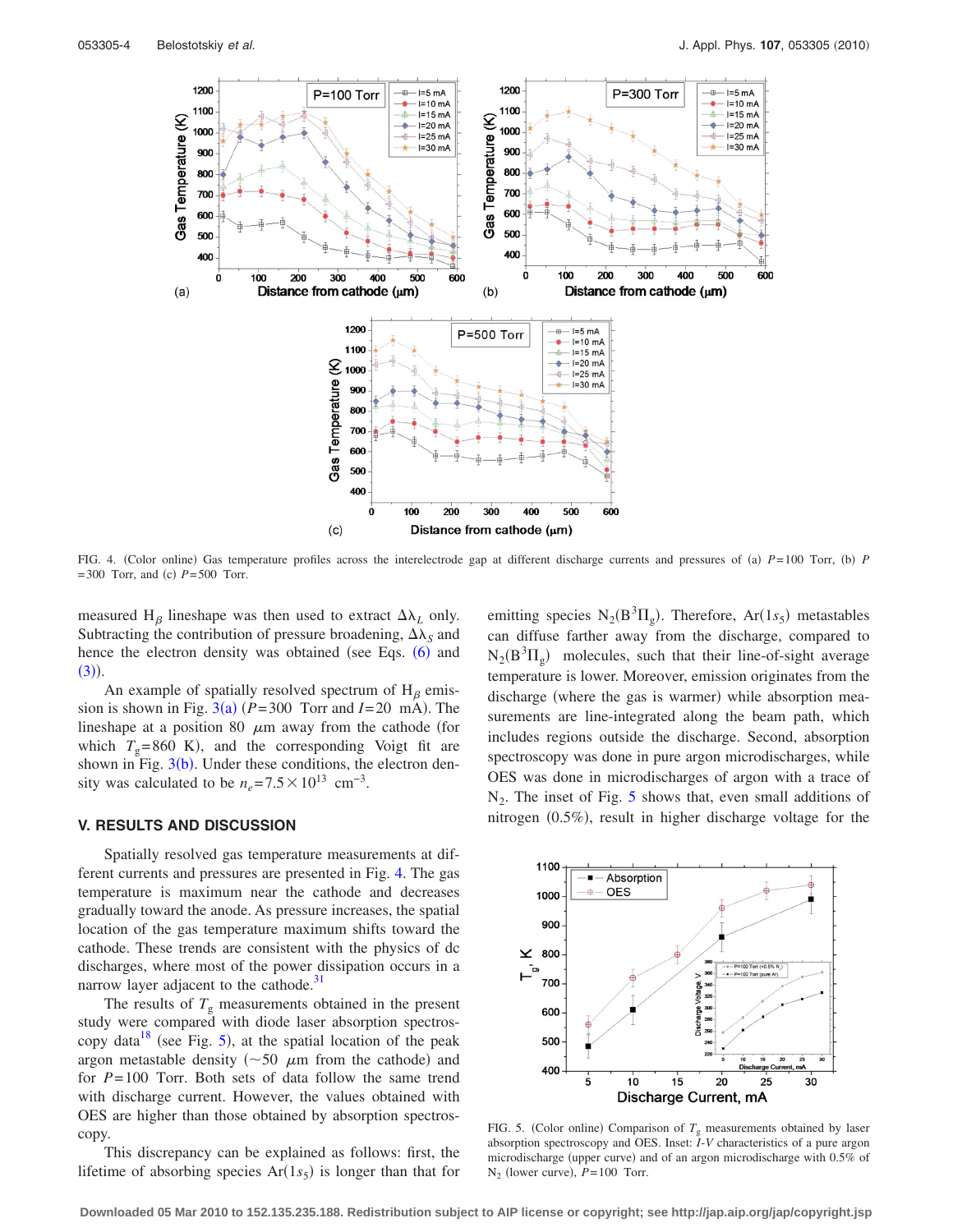FIG. 4. (Color online) Gas temperature profiles across the interelectrode gap at different discharge currents and pressures of (a) $P=100$ Torr, (b) $P=300$ Torr, and (c) $P=500$ Torr.

measured $H_\beta$ lineshape was then used to extract $\Delta\lambda_L$ only. Subtracting the contribution of pressure broadening, $\Delta\lambda_S$ and hence the electron density was obtained (see Eqs. (6) and (3)).

An example of spatially resolved spectrum of $H_\beta$ emission is shown in Fig. 3(a) ($P=300$ Torr and $I=20$ mA). The lineshape at a position 80 $\mu$m away from the cathode (for which $T_g=860$ K), and the corresponding Voigt fit are shown in Fig. 3(b). Under these conditions, the electron density was calculated to be $n_e=7.5\times10^{13}$ cm$^{-3}$.

## V. RESULTS AND DISCUSSION

Spatially resolved gas temperature measurements at different currents and pressures are presented in Fig. 4. The gas temperature is maximum near the cathode and decreases gradually toward the anode. As pressure increases, the spatial location of the gas temperature maximum shifts toward the cathode. These trends are consistent with the physics of dc discharges, where most of the power dissipation occurs in a narrow layer adjacent to the cathode.[31]

The results of $T_g$ measurements obtained in the present study were compared with diode laser absorption spectroscopy data[18] (see Fig. 5), at the spatial location of the peak argon metastable density ($\sim$50 $\mu$m from the cathode) and for $P=100$ Torr. Both sets of data follow the same trend with discharge current. However, the values obtained with OES are higher than those obtained by absorption spectroscopy.

This discrepancy can be explained as follows: first, the lifetime of absorbing species $Ar(1s_5)$ is longer than that for emitting species $N_2(B^3\Pi_g)$. Therefore, $Ar(1s_5)$ metastables can diffuse farther away from the discharge, compared to $N_2(B^3\Pi_g)$ molecules, such that their line-of-sight average temperature is lower. Moreover, emission originates from the discharge (where the gas is warmer) while absorption measurements are line-integrated along the beam path, which includes regions outside the discharge. Second, absorption spectroscopy was done in pure argon microdischarges, while OES was done in microdischarges of argon with a trace of $N_2$. The inset of Fig. 5 shows that, even small additions of nitrogen (0.5%), result in higher discharge voltage for the

FIG. 5. (Color online) Comparison of $T_g$ measurements obtained by laser absorption spectroscopy and OES. Inset: *I-V* characteristics of a pure argon microdischarge (upper curve) and of an argon microdischarge with 0.5% of $N_2$ (lower curve), $P=100$ Torr.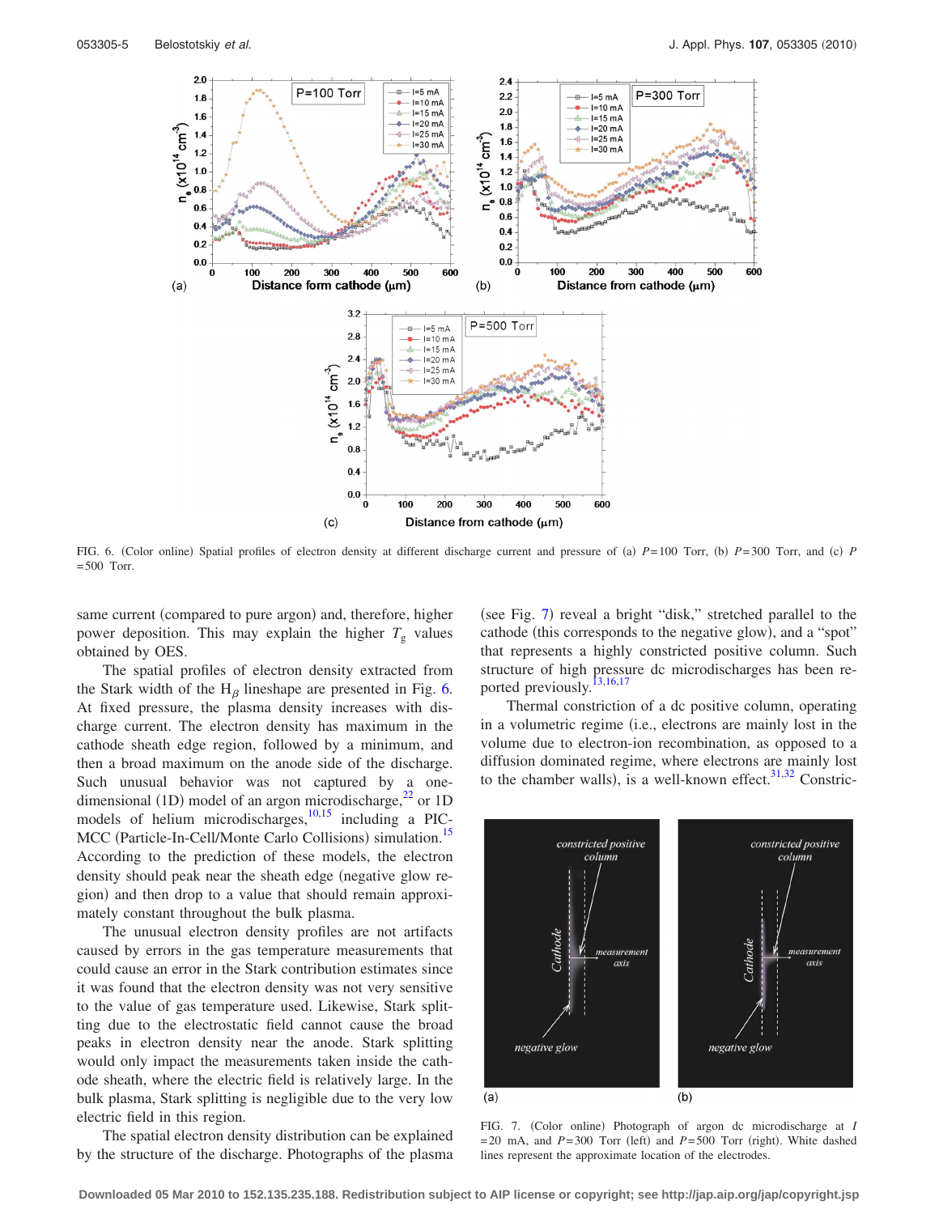FIG. 6. (Color online) Spatial profiles of electron density at different discharge current and pressure of (a) $P=100$ Torr, (b) $P=300$ Torr, and (c) $P=500$ Torr.

same current (compared to pure argon) and, therefore, higher power deposition. This may explain the higher $T_g$ values obtained by OES.

The spatial profiles of electron density extracted from the Stark width of the $H_\beta$ lineshape are presented in Fig. 6. At fixed pressure, the plasma density increases with discharge current. The electron density has maximum in the cathode sheath edge region, followed by a minimum, and then a broad maximum on the anode side of the discharge. Such unusual behavior was not captured by a one-dimensional (1D) model of an argon microdischarge,[22] or 1D models of helium microdischarges,[10,15] including a PIC-MCC (Particle-In-Cell/Monte Carlo Collisions) simulation.[15] According to the prediction of these models, the electron density should peak near the sheath edge (negative glow region) and then drop to a value that should remain approximately constant throughout the bulk plasma.

The unusual electron density profiles are not artifacts caused by errors in the gas temperature measurements that could cause an error in the Stark contribution estimates since it was found that the electron density was not very sensitive to the value of gas temperature used. Likewise, Stark splitting due to the electrostatic field cannot cause the broad peaks in electron density near the anode. Stark splitting would only impact the measurements taken inside the cathode sheath, where the electric field is relatively large. In the bulk plasma, Stark splitting is negligible due to the very low electric field in this region.

The spatial electron density distribution can be explained by the structure of the discharge. Photographs of the plasma (see Fig. 7) reveal a bright "disk," stretched parallel to the cathode (this corresponds to the negative glow), and a "spot" that represents a highly constricted positive column. Such structure of high pressure dc microdischarges has been reported previously.[13,16,17]

Thermal constriction of a dc positive column, operating in a volumetric regime (i.e., electrons are mainly lost in the volume due to electron-ion recombination, as opposed to a diffusion dominated regime, where electrons are mainly lost to the chamber walls), is a well-known effect.[31,32] Constric-

FIG. 7. (Color online) Photograph of argon dc microdischarge at $I=20$ mA, and $P=300$ Torr (left) and $P=500$ Torr (right). White dashed lines represent the approximate location of the electrodes.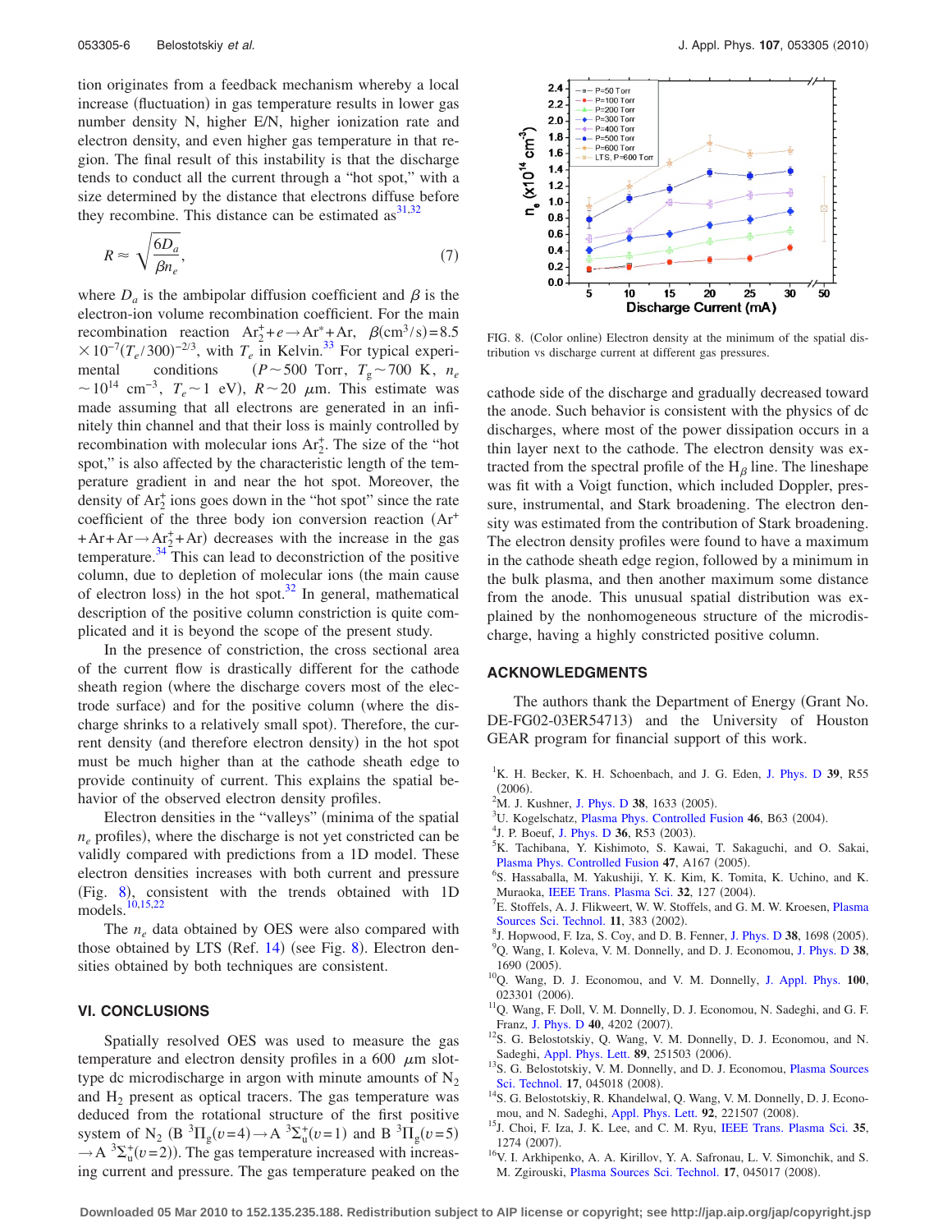tion originates from a feedback mechanism whereby a local increase (fluctuation) in gas temperature results in lower gas number density N, higher E/N, higher ionization rate and electron density, and even higher gas temperature in that region. The final result of this instability is that the discharge tends to conduct all the current through a "hot spot," with a size determined by the distance that electrons diffuse before they recombine. This distance can be estimated as[31,32]

$$R \approx \sqrt{\frac{6D_a}{\beta n_e}}, \tag{7}$$

where $D_a$ is the ambipolar diffusion coefficient and $\beta$ is the electron-ion volume recombination coefficient. For the main recombination reaction $Ar_2^+ + e \rightarrow Ar^* + Ar$, $\beta(\mathrm{cm}^3/\mathrm{s}) = 8.5 \times 10^{-7}(T_e/300)^{-2/3}$, with $T_e$ in Kelvin.[33] For typical experimental conditions ($P \sim 500$ Torr, $T_g \sim 700$ K, $n_e \sim 10^{14}$ cm$^{-3}$, $T_e \sim 1$ eV), $R \sim 20$ $\mu$m. This estimate was made assuming that all electrons are generated in an infinitely thin channel and that their loss is mainly controlled by recombination with molecular ions $Ar_2^+$. The size of the "hot spot," is also affected by the characteristic length of the temperature gradient in and near the hot spot. Moreover, the density of $Ar_2^+$ ions goes down in the "hot spot" since the rate coefficient of the three body ion conversion reaction ($Ar^+ + Ar + Ar \rightarrow Ar_2^+ + Ar$) decreases with the increase in the gas temperature.[34] This can lead to deconstriction of the positive column, due to depletion of molecular ions (the main cause of electron loss) in the hot spot.[32] In general, mathematical description of the positive column constriction is quite complicated and it is beyond the scope of the present study.

In the presence of constriction, the cross sectional area of the current flow is drastically different for the cathode sheath region (where the discharge covers most of the electrode surface) and for the positive column (where the discharge shrinks to a relatively small spot). Therefore, the current density (and therefore electron density) in the hot spot must be much higher than at the cathode sheath edge to provide continuity of current. This explains the spatial behavior of the observed electron density profiles.

Electron densities in the "valleys" (minima of the spatial $n_e$ profiles), where the discharge is not yet constricted can be validly compared with predictions from a 1D model. These electron densities increases with both current and pressure (Fig. 8), consistent with the trends obtained with 1D models.[10,15,22]

The $n_e$ data obtained by OES were also compared with those obtained by LTS (Ref. 14) (see Fig. 8). Electron densities obtained by both techniques are consistent.

FIG. 8. (Color online) Electron density at the minimum of the spatial distribution vs discharge current at different gas pressures.

## VI. CONCLUSIONS

Spatially resolved OES was used to measure the gas temperature and electron density profiles in a 600 $\mu$m slot-type dc microdischarge in argon with minute amounts of $N_2$ and $H_2$ present as optical tracers. The gas temperature was deduced from the rotational structure of the first positive system of $N_2$ ($B\,^3\Pi_g(v=4) \rightarrow A\,^3\Sigma_u^+(v=1)$ and $B\,^3\Pi_g(v=5) \rightarrow A\,^3\Sigma_u^+(v=2)$). The gas temperature increased with increasing current and pressure. The gas temperature peaked on the cathode side of the discharge and gradually decreased toward the anode. Such behavior is consistent with the physics of dc discharges, where most of the power dissipation occurs in a thin layer next to the cathode. The electron density was extracted from the spectral profile of the $H_\beta$ line. The lineshape was fit with a Voigt function, which included Doppler, pressure, instrumental, and Stark broadening. The electron density was estimated from the contribution of Stark broadening. The electron density profiles were found to have a maximum in the cathode sheath edge region, followed by a minimum in the bulk plasma, and then another maximum some distance from the anode. This unusual spatial distribution was explained by the nonhomogeneous structure of the microdischarge, having a highly constricted positive column.

## ACKNOWLEDGMENTS

The authors thank the Department of Energy (Grant No. DE-FG02-03ER54713) and the University of Houston GEAR program for financial support of this work.

[1] K. H. Becker, K. H. Schoenbach, and J. G. Eden, J. Phys. D 39, R55 (2006).
[2] M. J. Kushner, J. Phys. D 38, 1633 (2005).
[3] U. Kogelschatz, Plasma Phys. Controlled Fusion 46, B63 (2004).
[4] J. P. Boeuf, J. Phys. D 36, R53 (2003).
[5] K. Tachibana, Y. Kishimoto, S. Kawai, T. Sakaguchi, and O. Sakai, Plasma Phys. Controlled Fusion 47, A167 (2005).
[6] S. Hassaballa, M. Yakushiji, Y. K. Kim, K. Tomita, K. Uchino, and K. Muraoka, IEEE Trans. Plasma Sci. 32, 127 (2004).
[7] E. Stoffels, A. J. Flikweert, W. W. Stoffels, and G. M. W. Kroesen, Plasma Sources Sci. Technol. 11, 383 (2002).
[8] J. Hopwood, F. Iza, S. Coy, and D. B. Fenner, J. Phys. D 38, 1698 (2005).
[9] Q. Wang, I. Koleva, V. M. Donnelly, and D. J. Economou, J. Phys. D 38, 1690 (2005).
[10] Q. Wang, D. J. Economou, and V. M. Donnelly, J. Appl. Phys. 100, 023301 (2006).
[11] Q. Wang, F. Doll, V. M. Donnelly, D. J. Economou, N. Sadeghi, and G. F. Franz, J. Phys. D 40, 4202 (2007).
[12] S. G. Belostotskiy, Q. Wang, V. M. Donnelly, D. J. Economou, and N. Sadeghi, Appl. Phys. Lett. 89, 251503 (2006).
[13] S. G. Belostotskiy, V. M. Donnelly, and D. J. Economou, Plasma Sources Sci. Technol. 17, 045018 (2008).
[14] S. G. Belostotskiy, R. Khandelwal, Q. Wang, V. M. Donnelly, D. J. Economou, and N. Sadeghi, Appl. Phys. Lett. 92, 221507 (2008).
[15] J. Choi, F. Iza, J. K. Lee, and C. M. Ryu, IEEE Trans. Plasma Sci. 35, 1274 (2007).
[16] V. I. Arkhipenko, A. A. Kirillov, Y. A. Safronau, L. V. Simonchik, and S. M. Zgirouski, Plasma Sources Sci. Technol. 17, 045017 (2008).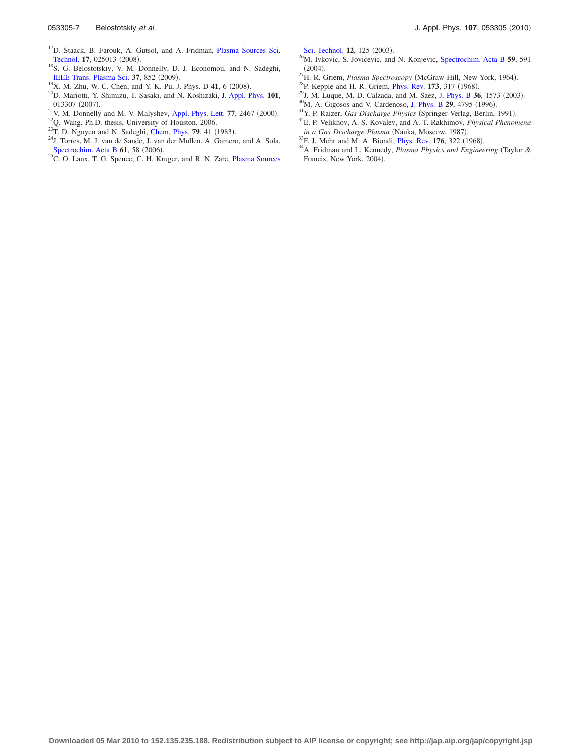[17] D. Staack, B. Farouk, A. Gutsol, and A. Fridman, Plasma Sources Sci. Technol. **17**, 025013 (2008).

[18] S. G. Belostotskiy, V. M. Donnelly, D. J. Economou, and N. Sadeghi, IEEE Trans. Plasma Sci. **37**, 852 (2009).

[19] X. M. Zhu, W. C. Chen, and Y. K. Pu, J. Phys. D **41**, 6 (2008).

[20] D. Mariotti, Y. Shimizu, T. Sasaki, and N. Koshizaki, J. Appl. Phys. **101**, 013307 (2007).

[21] V. M. Donnelly and M. V. Malyshev, Appl. Phys. Lett. **77**, 2467 (2000).

[22] Q. Wang, Ph.D. thesis, University of Houston, 2006.

[23] T. D. Nguyen and N. Sadeghi, Chem. Phys. **79**, 41 (1983).

[24] J. Torres, M. J. van de Sande, J. van der Mullen, A. Gamero, and A. Sola, Spectrochim. Acta B **61**, 58 (2006).

[25] C. O. Laux, T. G. Spence, C. H. Kruger, and R. N. Zare, Plasma Sources Sci. Technol. **12**, 125 (2003).

[26] M. Ivkovic, S. Jovicevic, and N. Konjevic, Spectrochim. Acta B **59**, 591 (2004).

[27] H. R. Griem, *Plasma Spectroscopy* (McGraw-Hill, New York, 1964).

[28] P. Kepple and H. R. Griem, Phys. Rev. **173**, 317 (1968).

[29] J. M. Luque, M. D. Calzada, and M. Saez, J. Phys. B **36**, 1573 (2003).

[30] M. A. Gigosos and V. Cardenoso, J. Phys. B **29**, 4795 (1996).

[31] Y. P. Raizer, *Gas Discharge Physics* (Springer-Verlag, Berlin, 1991).

[32] E. P. Velikhov, A. S. Kovalev, and A. T. Rakhimov, *Physical Phenomena in a Gas Discharge Plasma* (Nauka, Moscow, 1987).

[33] F. J. Mehr and M. A. Biondi, Phys. Rev. **176**, 322 (1968).

[34] A. Fridman and L. Kennedy, *Plasma Physics and Engineering* (Taylor & Francis, New York, 2004).